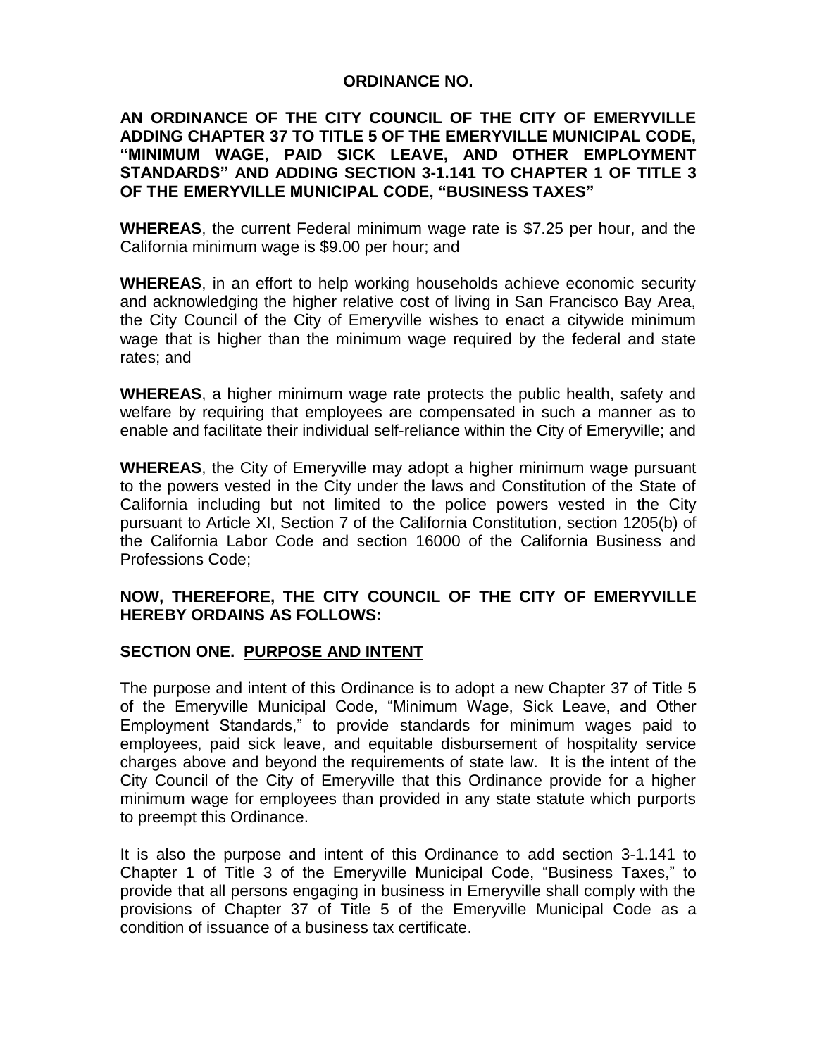# ORDINANCE NO.

**AN ORDINANCE OF THE CITY COUNCIL OF THE CITY OF EMERYVILLE ADDING CHAPTER 37 TO TITLE 5 OF THE EMERYVILLE MUNICIPAL CODE, "MINIMUM WAGE, PAID SICK LEAVE, AND OTHER EMPLOYMENT STANDARDS" AND ADDING SECTION 3-1.141 TO CHAPTER 1 OF TITLE 3 OF THE EMERYVILLE MUNICIPAL CODE, "BUSINESS TAXES"**

**WHEREAS**, the current Federal minimum wage rate is $7.25 per hour, and the California minimum wage is $9.00 per hour; and

**WHEREAS**, in an effort to help working households achieve economic security and acknowledging the higher relative cost of living in San Francisco Bay Area, the City Council of the City of Emeryville wishes to enact a citywide minimum wage that is higher than the minimum wage required by the federal and state rates; and

**WHEREAS**, a higher minimum wage rate protects the public health, safety and welfare by requiring that employees are compensated in such a manner as to enable and facilitate their individual self-reliance within the City of Emeryville; and

**WHEREAS**, the City of Emeryville may adopt a higher minimum wage pursuant to the powers vested in the City under the laws and Constitution of the State of California including but not limited to the police powers vested in the City pursuant to Article XI, Section 7 of the California Constitution, section 1205(b) of the California Labor Code and section 16000 of the California Business and Professions Code;

**NOW, THEREFORE, THE CITY COUNCIL OF THE CITY OF EMERYVILLE HEREBY ORDAINS AS FOLLOWS:**

## SECTION ONE. PURPOSE AND INTENT

The purpose and intent of this Ordinance is to adopt a new Chapter 37 of Title 5 of the Emeryville Municipal Code, "Minimum Wage, Sick Leave, and Other Employment Standards," to provide standards for minimum wages paid to employees, paid sick leave, and equitable disbursement of hospitality service charges above and beyond the requirements of state law. It is the intent of the City Council of the City of Emeryville that this Ordinance provide for a higher minimum wage for employees than provided in any state statute which purports to preempt this Ordinance.

It is also the purpose and intent of this Ordinance to add section 3-1.141 to Chapter 1 of Title 3 of the Emeryville Municipal Code, "Business Taxes," to provide that all persons engaging in business in Emeryville shall comply with the provisions of Chapter 37 of Title 5 of the Emeryville Municipal Code as a condition of issuance of a business tax certificate.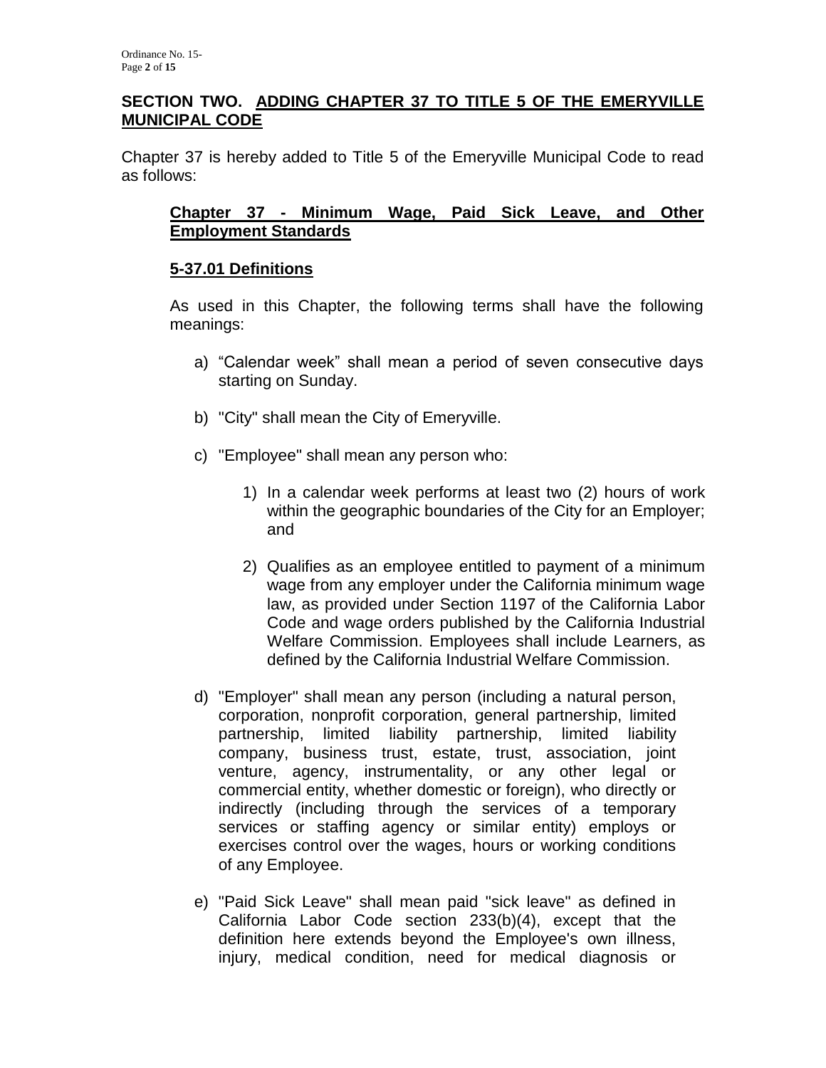## SECTION TWO. ADDING CHAPTER 37 TO TITLE 5 OF THE EMERYVILLE MUNICIPAL CODE

Chapter 37 is hereby added to Title 5 of the Emeryville Municipal Code to read as follows:

### Chapter 37 - Minimum Wage, Paid Sick Leave, and Other Employment Standards

#### 5-37.01 Definitions

As used in this Chapter, the following terms shall have the following meanings:

a) "Calendar week" shall mean a period of seven consecutive days starting on Sunday.

b) "City" shall mean the City of Emeryville.

c) "Employee" shall mean any person who:

   1) In a calendar week performs at least two (2) hours of work within the geographic boundaries of the City for an Employer; and

   2) Qualifies as an employee entitled to payment of a minimum wage from any employer under the California minimum wage law, as provided under Section 1197 of the California Labor Code and wage orders published by the California Industrial Welfare Commission. Employees shall include Learners, as defined by the California Industrial Welfare Commission.

d) "Employer" shall mean any person (including a natural person, corporation, nonprofit corporation, general partnership, limited partnership, limited liability partnership, limited liability company, business trust, estate, trust, association, joint venture, agency, instrumentality, or any other legal or commercial entity, whether domestic or foreign), who directly or indirectly (including through the services of a temporary services or staffing agency or similar entity) employs or exercises control over the wages, hours or working conditions of any Employee.

e) "Paid Sick Leave" shall mean paid "sick leave" as defined in California Labor Code section 233(b)(4), except that the definition here extends beyond the Employee's own illness, injury, medical condition, need for medical diagnosis or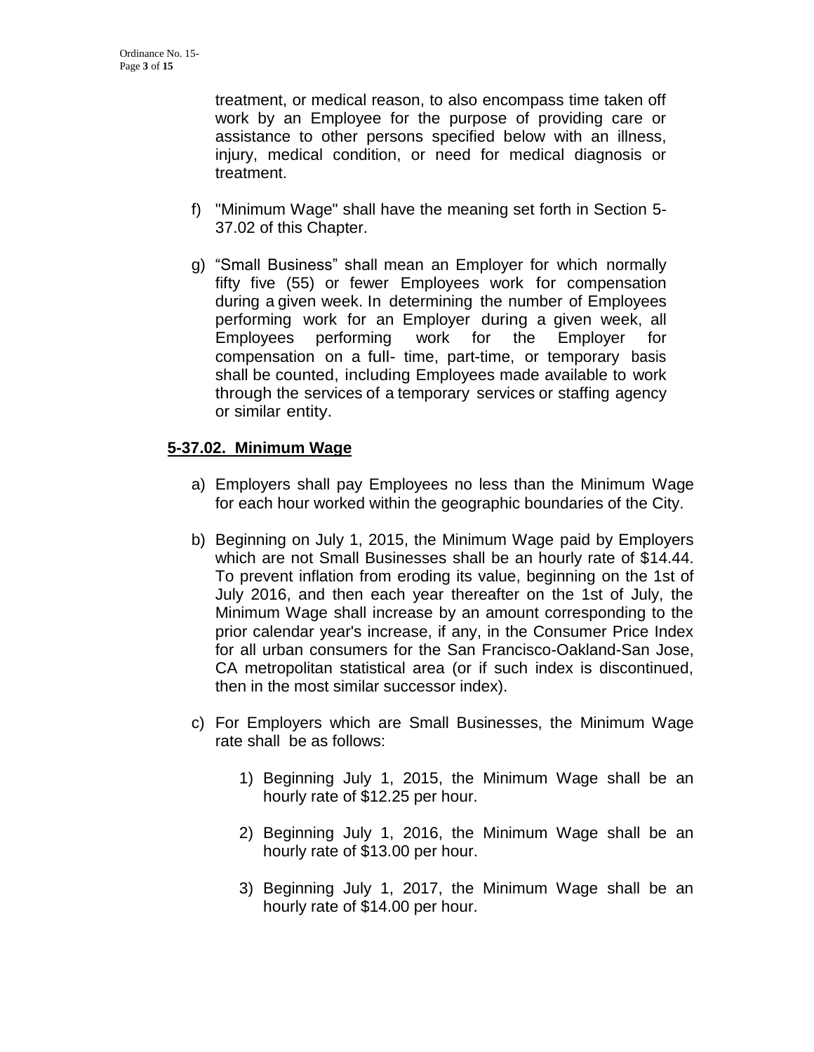treatment, or medical reason, to also encompass time taken off work by an Employee for the purpose of providing care or assistance to other persons specified below with an illness, injury, medical condition, or need for medical diagnosis or treatment.

f) "Minimum Wage" shall have the meaning set forth in Section 5-37.02 of this Chapter.

g) "Small Business" shall mean an Employer for which normally fifty five (55) or fewer Employees work for compensation during a given week. In determining the number of Employees performing work for an Employer during a given week, all Employees performing work for the Employer for compensation on a full- time, part-time, or temporary basis shall be counted, including Employees made available to work through the services of a temporary services or staffing agency or similar entity.

## **5-37.02. Minimum Wage**

a) Employers shall pay Employees no less than the Minimum Wage for each hour worked within the geographic boundaries of the City.

b) Beginning on July 1, 2015, the Minimum Wage paid by Employers which are not Small Businesses shall be an hourly rate of $14.44. To prevent inflation from eroding its value, beginning on the 1st of July 2016, and then each year thereafter on the 1st of July, the Minimum Wage shall increase by an amount corresponding to the prior calendar year's increase, if any, in the Consumer Price Index for all urban consumers for the San Francisco-Oakland-San Jose, CA metropolitan statistical area (or if such index is discontinued, then in the most similar successor index).

c) For Employers which are Small Businesses, the Minimum Wage rate shall be as follows:

1) Beginning July 1, 2015, the Minimum Wage shall be an hourly rate of $12.25 per hour.

2) Beginning July 1, 2016, the Minimum Wage shall be an hourly rate of $13.00 per hour.

3) Beginning July 1, 2017, the Minimum Wage shall be an hourly rate of $14.00 per hour.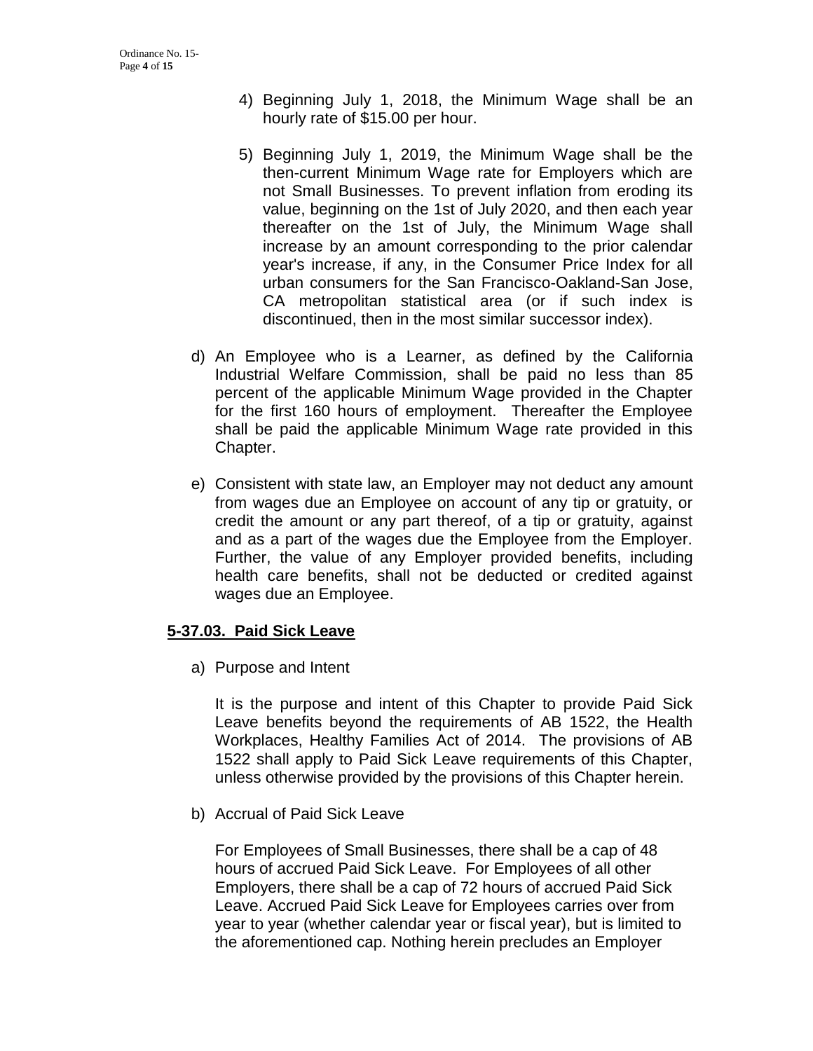4) Beginning July 1, 2018, the Minimum Wage shall be an hourly rate of $15.00 per hour.

5) Beginning July 1, 2019, the Minimum Wage shall be the then-current Minimum Wage rate for Employers which are not Small Businesses. To prevent inflation from eroding its value, beginning on the 1st of July 2020, and then each year thereafter on the 1st of July, the Minimum Wage shall increase by an amount corresponding to the prior calendar year's increase, if any, in the Consumer Price Index for all urban consumers for the San Francisco-Oakland-San Jose, CA metropolitan statistical area (or if such index is discontinued, then in the most similar successor index).

d) An Employee who is a Learner, as defined by the California Industrial Welfare Commission, shall be paid no less than 85 percent of the applicable Minimum Wage provided in the Chapter for the first 160 hours of employment. Thereafter the Employee shall be paid the applicable Minimum Wage rate provided in this Chapter.

e) Consistent with state law, an Employer may not deduct any amount from wages due an Employee on account of any tip or gratuity, or credit the amount or any part thereof, of a tip or gratuity, against and as a part of the wages due the Employee from the Employer. Further, the value of any Employer provided benefits, including health care benefits, shall not be deducted or credited against wages due an Employee.

**5-37.03. Paid Sick Leave**

a) Purpose and Intent

It is the purpose and intent of this Chapter to provide Paid Sick Leave benefits beyond the requirements of AB 1522, the Health Workplaces, Healthy Families Act of 2014. The provisions of AB 1522 shall apply to Paid Sick Leave requirements of this Chapter, unless otherwise provided by the provisions of this Chapter herein.

b) Accrual of Paid Sick Leave

For Employees of Small Businesses, there shall be a cap of 48 hours of accrued Paid Sick Leave. For Employees of all other Employers, there shall be a cap of 72 hours of accrued Paid Sick Leave. Accrued Paid Sick Leave for Employees carries over from year to year (whether calendar year or fiscal year), but is limited to the aforementioned cap. Nothing herein precludes an Employer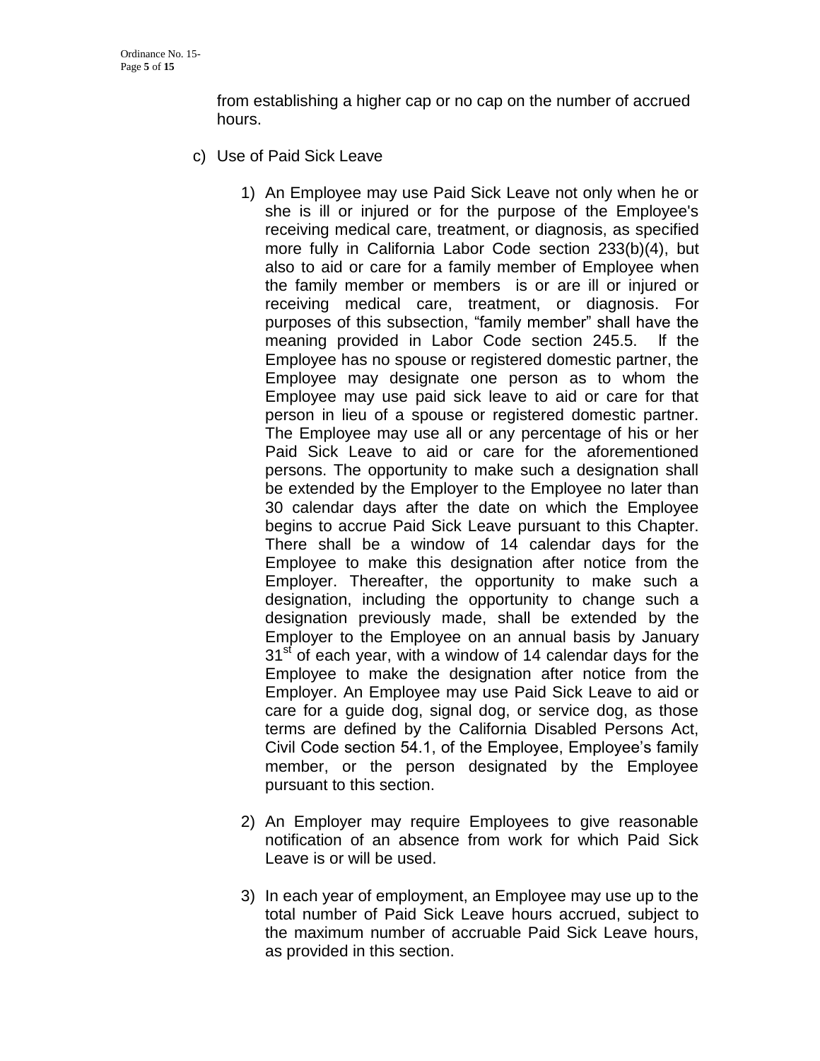from establishing a higher cap or no cap on the number of accrued hours.

c) Use of Paid Sick Leave

1) An Employee may use Paid Sick Leave not only when he or she is ill or injured or for the purpose of the Employee's receiving medical care, treatment, or diagnosis, as specified more fully in California Labor Code section 233(b)(4), but also to aid or care for a family member of Employee when the family member or members is or are ill or injured or receiving medical care, treatment, or diagnosis. For purposes of this subsection, "family member" shall have the meaning provided in Labor Code section 245.5. If the Employee has no spouse or registered domestic partner, the Employee may designate one person as to whom the Employee may use paid sick leave to aid or care for that person in lieu of a spouse or registered domestic partner. The Employee may use all or any percentage of his or her Paid Sick Leave to aid or care for the aforementioned persons. The opportunity to make such a designation shall be extended by the Employer to the Employee no later than 30 calendar days after the date on which the Employee begins to accrue Paid Sick Leave pursuant to this Chapter. There shall be a window of 14 calendar days for the Employee to make this designation after notice from the Employer. Thereafter, the opportunity to make such a designation, including the opportunity to change such a designation previously made, shall be extended by the Employer to the Employee on an annual basis by January 31st of each year, with a window of 14 calendar days for the Employee to make the designation after notice from the Employer. An Employee may use Paid Sick Leave to aid or care for a guide dog, signal dog, or service dog, as those terms are defined by the California Disabled Persons Act, Civil Code section 54.1, of the Employee, Employee's family member, or the person designated by the Employee pursuant to this section.

2) An Employer may require Employees to give reasonable notification of an absence from work for which Paid Sick Leave is or will be used.

3) In each year of employment, an Employee may use up to the total number of Paid Sick Leave hours accrued, subject to the maximum number of accruable Paid Sick Leave hours, as provided in this section.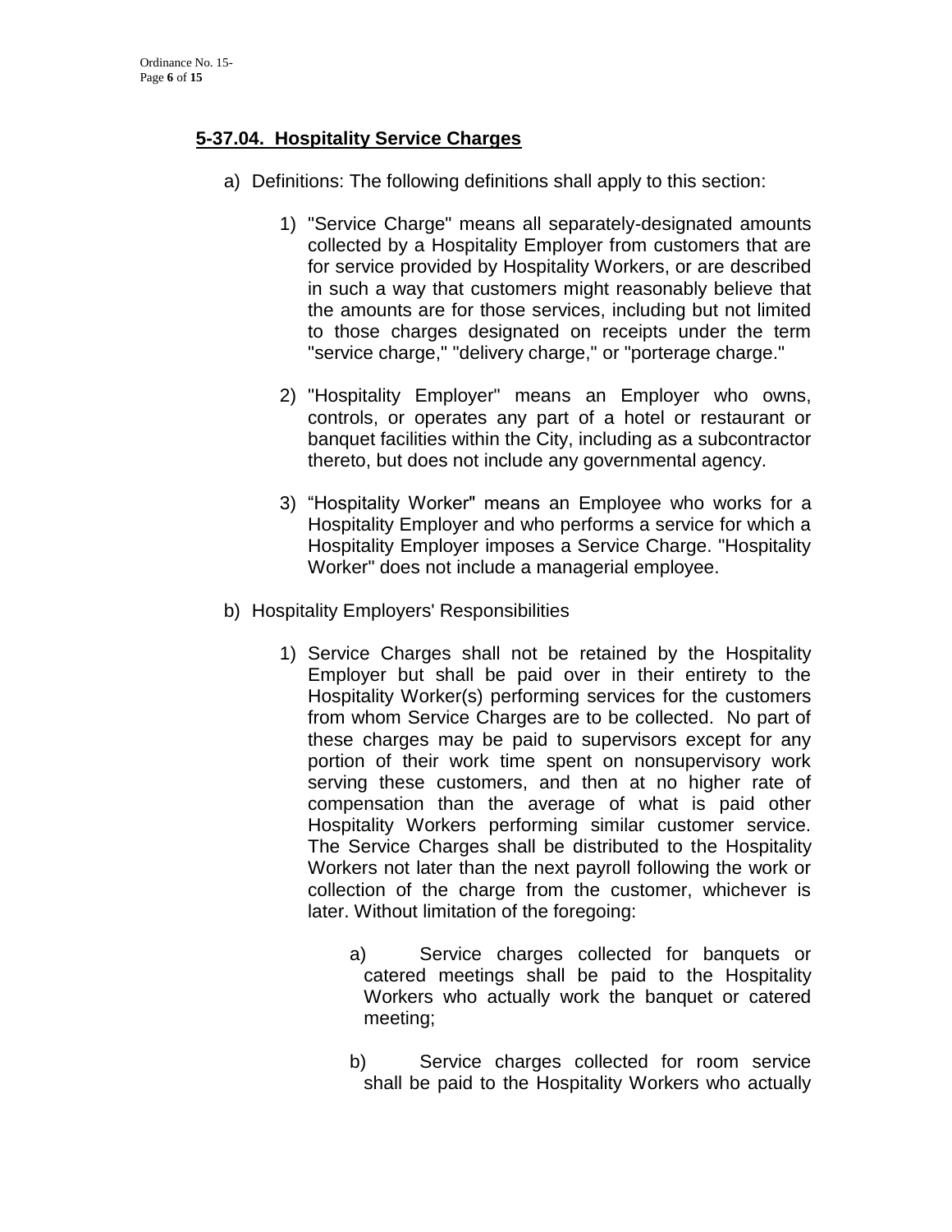## **5-37.04. Hospitality Service Charges**

a) Definitions: The following definitions shall apply to this section:

1) "Service Charge" means all separately-designated amounts collected by a Hospitality Employer from customers that are for service provided by Hospitality Workers, or are described in such a way that customers might reasonably believe that the amounts are for those services, including but not limited to those charges designated on receipts under the term "service charge," "delivery charge," or "porterage charge."

2) "Hospitality Employer" means an Employer who owns, controls, or operates any part of a hotel or restaurant or banquet facilities within the City, including as a subcontractor thereto, but does not include any governmental agency.

3) "Hospitality Worker" means an Employee who works for a Hospitality Employer and who performs a service for which a Hospitality Employer imposes a Service Charge. "Hospitality Worker" does not include a managerial employee.

b) Hospitality Employers' Responsibilities

1) Service Charges shall not be retained by the Hospitality Employer but shall be paid over in their entirety to the Hospitality Worker(s) performing services for the customers from whom Service Charges are to be collected. No part of these charges may be paid to supervisors except for any portion of their work time spent on nonsupervisory work serving these customers, and then at no higher rate of compensation than the average of what is paid other Hospitality Workers performing similar customer service. The Service Charges shall be distributed to the Hospitality Workers not later than the next payroll following the work or collection of the charge from the customer, whichever is later. Without limitation of the foregoing:

a) Service charges collected for banquets or catered meetings shall be paid to the Hospitality Workers who actually work the banquet or catered meeting;

b) Service charges collected for room service shall be paid to the Hospitality Workers who actually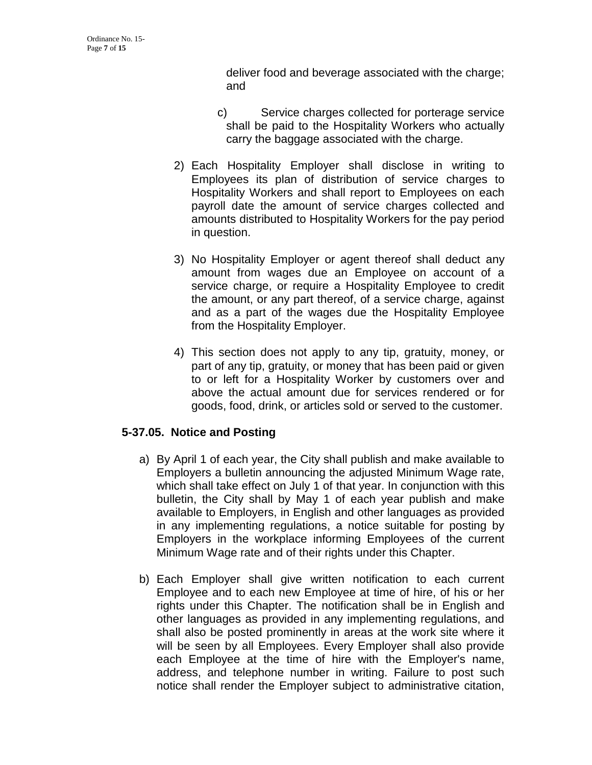deliver food and beverage associated with the charge; and

c) Service charges collected for porterage service shall be paid to the Hospitality Workers who actually carry the baggage associated with the charge.

2) Each Hospitality Employer shall disclose in writing to Employees its plan of distribution of service charges to Hospitality Workers and shall report to Employees on each payroll date the amount of service charges collected and amounts distributed to Hospitality Workers for the pay period in question.

3) No Hospitality Employer or agent thereof shall deduct any amount from wages due an Employee on account of a service charge, or require a Hospitality Employee to credit the amount, or any part thereof, of a service charge, against and as a part of the wages due the Hospitality Employee from the Hospitality Employer.

4) This section does not apply to any tip, gratuity, money, or part of any tip, gratuity, or money that has been paid or given to or left for a Hospitality Worker by customers over and above the actual amount due for services rendered or for goods, food, drink, or articles sold or served to the customer.

## 5-37.05. Notice and Posting

a) By April 1 of each year, the City shall publish and make available to Employers a bulletin announcing the adjusted Minimum Wage rate, which shall take effect on July 1 of that year. In conjunction with this bulletin, the City shall by May 1 of each year publish and make available to Employers, in English and other languages as provided in any implementing regulations, a notice suitable for posting by Employers in the workplace informing Employees of the current Minimum Wage rate and of their rights under this Chapter.

b) Each Employer shall give written notification to each current Employee and to each new Employee at time of hire, of his or her rights under this Chapter. The notification shall be in English and other languages as provided in any implementing regulations, and shall also be posted prominently in areas at the work site where it will be seen by all Employees. Every Employer shall also provide each Employee at the time of hire with the Employer's name, address, and telephone number in writing. Failure to post such notice shall render the Employer subject to administrative citation,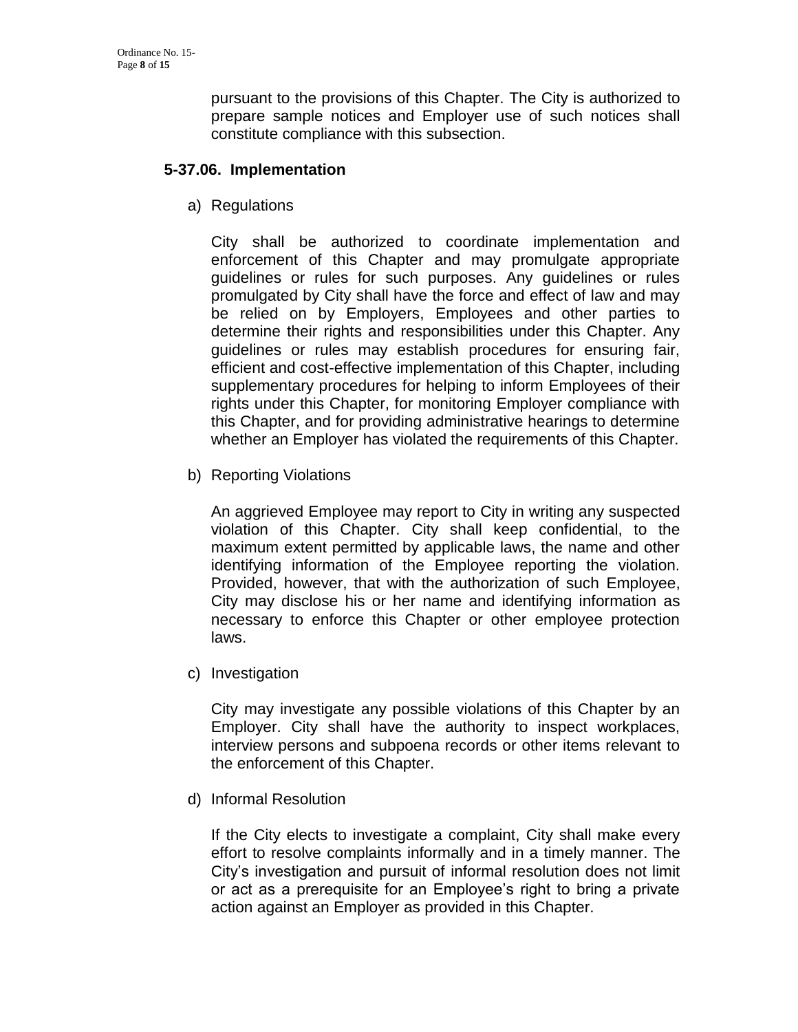pursuant to the provisions of this Chapter. The City is authorized to prepare sample notices and Employer use of such notices shall constitute compliance with this subsection.

### 5-37.06. Implementation

a) Regulations

City shall be authorized to coordinate implementation and enforcement of this Chapter and may promulgate appropriate guidelines or rules for such purposes. Any guidelines or rules promulgated by City shall have the force and effect of law and may be relied on by Employers, Employees and other parties to determine their rights and responsibilities under this Chapter. Any guidelines or rules may establish procedures for ensuring fair, efficient and cost-effective implementation of this Chapter, including supplementary procedures for helping to inform Employees of their rights under this Chapter, for monitoring Employer compliance with this Chapter, and for providing administrative hearings to determine whether an Employer has violated the requirements of this Chapter.

b) Reporting Violations

An aggrieved Employee may report to City in writing any suspected violation of this Chapter. City shall keep confidential, to the maximum extent permitted by applicable laws, the name and other identifying information of the Employee reporting the violation. Provided, however, that with the authorization of such Employee, City may disclose his or her name and identifying information as necessary to enforce this Chapter or other employee protection laws.

c) Investigation

City may investigate any possible violations of this Chapter by an Employer. City shall have the authority to inspect workplaces, interview persons and subpoena records or other items relevant to the enforcement of this Chapter.

d) Informal Resolution

If the City elects to investigate a complaint, City shall make every effort to resolve complaints informally and in a timely manner. The City's investigation and pursuit of informal resolution does not limit or act as a prerequisite for an Employee's right to bring a private action against an Employer as provided in this Chapter.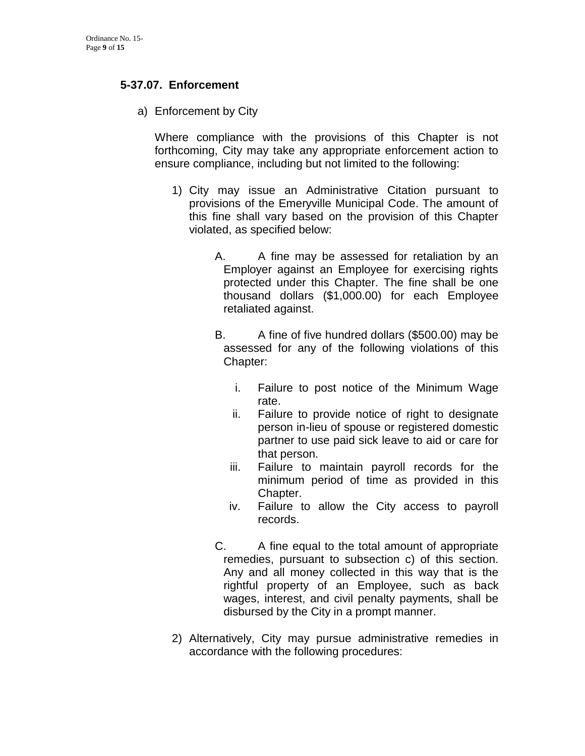### 5-37.07. Enforcement

a) Enforcement by City

Where compliance with the provisions of this Chapter is not forthcoming, City may take any appropriate enforcement action to ensure compliance, including but not limited to the following:

1) City may issue an Administrative Citation pursuant to provisions of the Emeryville Municipal Code. The amount of this fine shall vary based on the provision of this Chapter violated, as specified below:

    A. A fine may be assessed for retaliation by an Employer against an Employee for exercising rights protected under this Chapter. The fine shall be one thousand dollars ($1,000.00) for each Employee retaliated against.

    B. A fine of five hundred dollars ($500.00) may be assessed for any of the following violations of this Chapter:

    i. Failure to post notice of the Minimum Wage rate.
    ii. Failure to provide notice of right to designate person in-lieu of spouse or registered domestic partner to use paid sick leave to aid or care for that person.
    iii. Failure to maintain payroll records for the minimum period of time as provided in this Chapter.
    iv. Failure to allow the City access to payroll records.

    C. A fine equal to the total amount of appropriate remedies, pursuant to subsection c) of this section. Any and all money collected in this way that is the rightful property of an Employee, such as back wages, interest, and civil penalty payments, shall be disbursed by the City in a prompt manner.

2) Alternatively, City may pursue administrative remedies in accordance with the following procedures: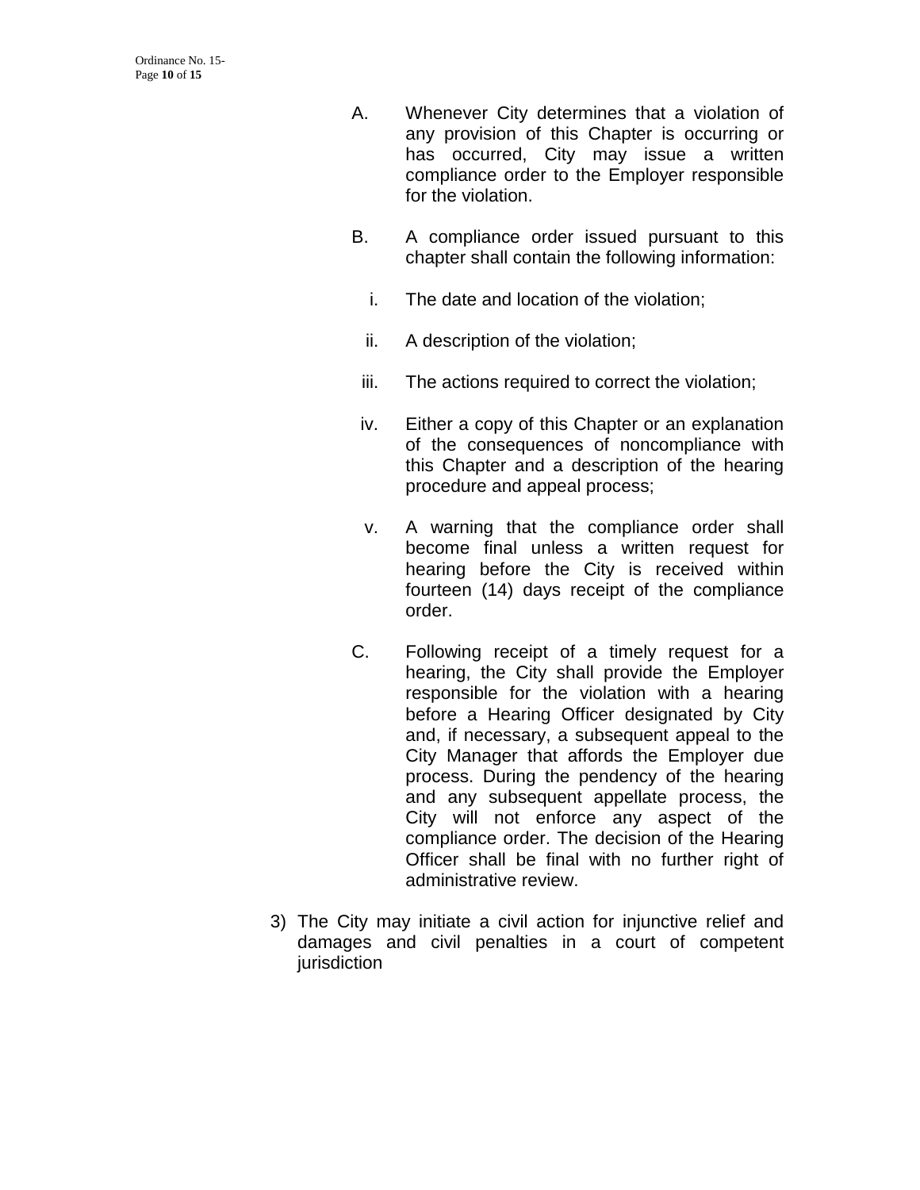A. Whenever City determines that a violation of any provision of this Chapter is occurring or has occurred, City may issue a written compliance order to the Employer responsible for the violation.

B. A compliance order issued pursuant to this chapter shall contain the following information:

   i. The date and location of the violation;

   ii. A description of the violation;

   iii. The actions required to correct the violation;

   iv. Either a copy of this Chapter or an explanation of the consequences of noncompliance with this Chapter and a description of the hearing procedure and appeal process;

   v. A warning that the compliance order shall become final unless a written request for hearing before the City is received within fourteen (14) days receipt of the compliance order.

C. Following receipt of a timely request for a hearing, the City shall provide the Employer responsible for the violation with a hearing before a Hearing Officer designated by City and, if necessary, a subsequent appeal to the City Manager that affords the Employer due process. During the pendency of the hearing and any subsequent appellate process, the City will not enforce any aspect of the compliance order. The decision of the Hearing Officer shall be final with no further right of administrative review.

3) The City may initiate a civil action for injunctive relief and damages and civil penalties in a court of competent jurisdiction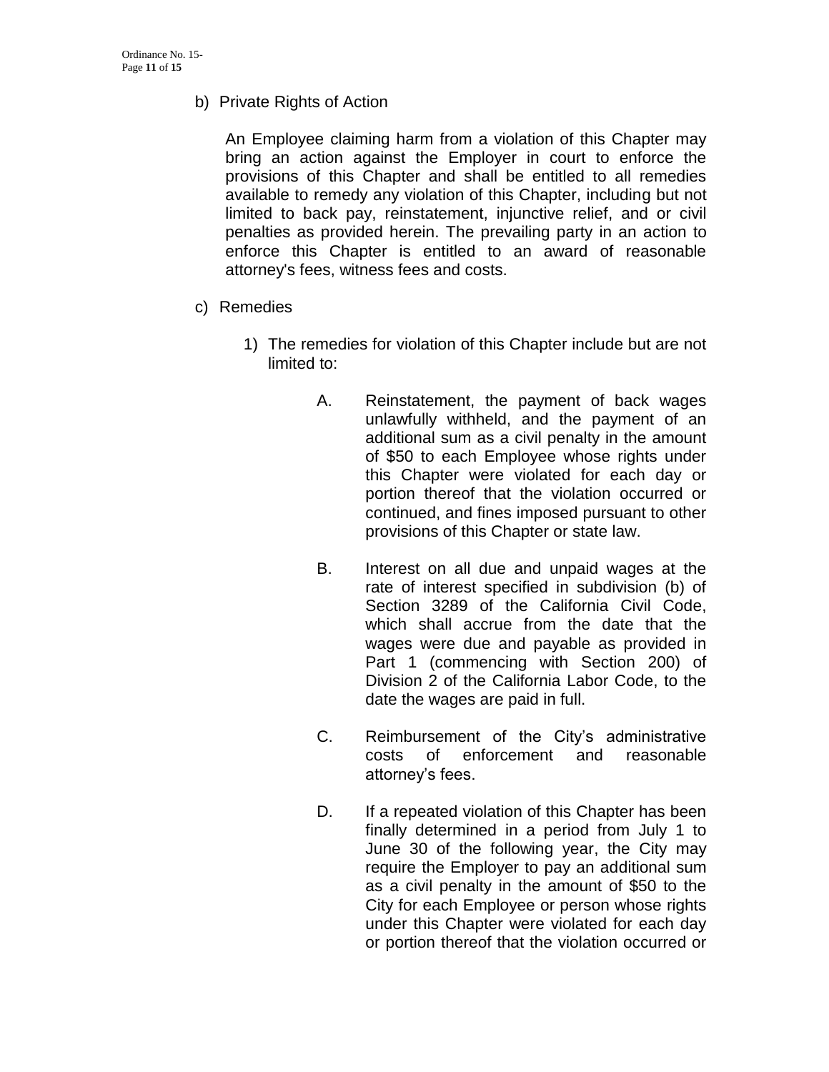b) Private Rights of Action

An Employee claiming harm from a violation of this Chapter may bring an action against the Employer in court to enforce the provisions of this Chapter and shall be entitled to all remedies available to remedy any violation of this Chapter, including but not limited to back pay, reinstatement, injunctive relief, and or civil penalties as provided herein. The prevailing party in an action to enforce this Chapter is entitled to an award of reasonable attorney's fees, witness fees and costs.

c) Remedies

1) The remedies for violation of this Chapter include but are not limited to:

A. Reinstatement, the payment of back wages unlawfully withheld, and the payment of an additional sum as a civil penalty in the amount of $50 to each Employee whose rights under this Chapter were violated for each day or portion thereof that the violation occurred or continued, and fines imposed pursuant to other provisions of this Chapter or state law.

B. Interest on all due and unpaid wages at the rate of interest specified in subdivision (b) of Section 3289 of the California Civil Code, which shall accrue from the date that the wages were due and payable as provided in Part 1 (commencing with Section 200) of Division 2 of the California Labor Code, to the date the wages are paid in full.

C. Reimbursement of the City's administrative costs of enforcement and reasonable attorney's fees.

D. If a repeated violation of this Chapter has been finally determined in a period from July 1 to June 30 of the following year, the City may require the Employer to pay an additional sum as a civil penalty in the amount of $50 to the City for each Employee or person whose rights under this Chapter were violated for each day or portion thereof that the violation occurred or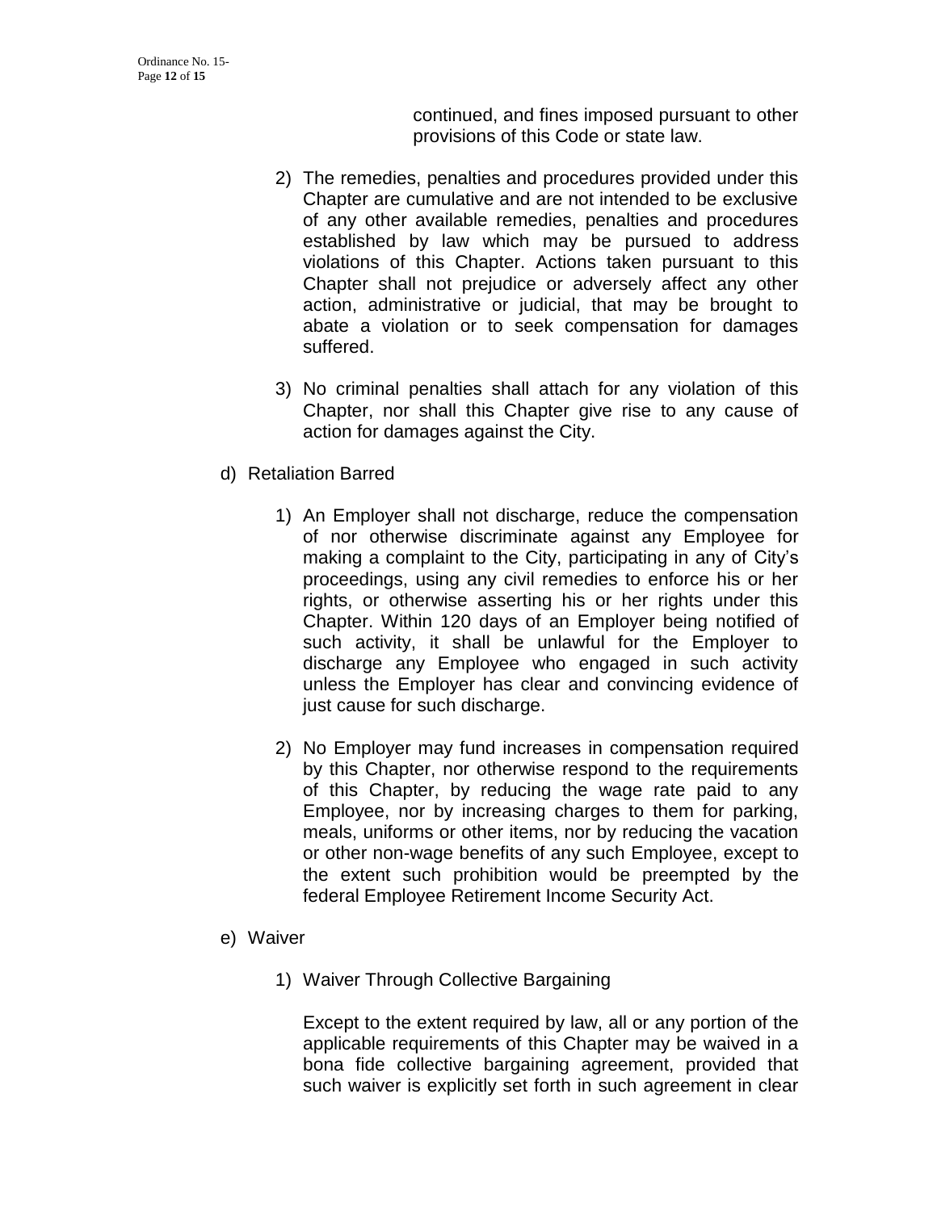continued, and fines imposed pursuant to other provisions of this Code or state law.

2) The remedies, penalties and procedures provided under this Chapter are cumulative and are not intended to be exclusive of any other available remedies, penalties and procedures established by law which may be pursued to address violations of this Chapter. Actions taken pursuant to this Chapter shall not prejudice or adversely affect any other action, administrative or judicial, that may be brought to abate a violation or to seek compensation for damages suffered.

3) No criminal penalties shall attach for any violation of this Chapter, nor shall this Chapter give rise to any cause of action for damages against the City.

d) Retaliation Barred

1) An Employer shall not discharge, reduce the compensation of nor otherwise discriminate against any Employee for making a complaint to the City, participating in any of City's proceedings, using any civil remedies to enforce his or her rights, or otherwise asserting his or her rights under this Chapter. Within 120 days of an Employer being notified of such activity, it shall be unlawful for the Employer to discharge any Employee who engaged in such activity unless the Employer has clear and convincing evidence of just cause for such discharge.

2) No Employer may fund increases in compensation required by this Chapter, nor otherwise respond to the requirements of this Chapter, by reducing the wage rate paid to any Employee, nor by increasing charges to them for parking, meals, uniforms or other items, nor by reducing the vacation or other non-wage benefits of any such Employee, except to the extent such prohibition would be preempted by the federal Employee Retirement Income Security Act.

e) Waiver

1) Waiver Through Collective Bargaining

Except to the extent required by law, all or any portion of the applicable requirements of this Chapter may be waived in a bona fide collective bargaining agreement, provided that such waiver is explicitly set forth in such agreement in clear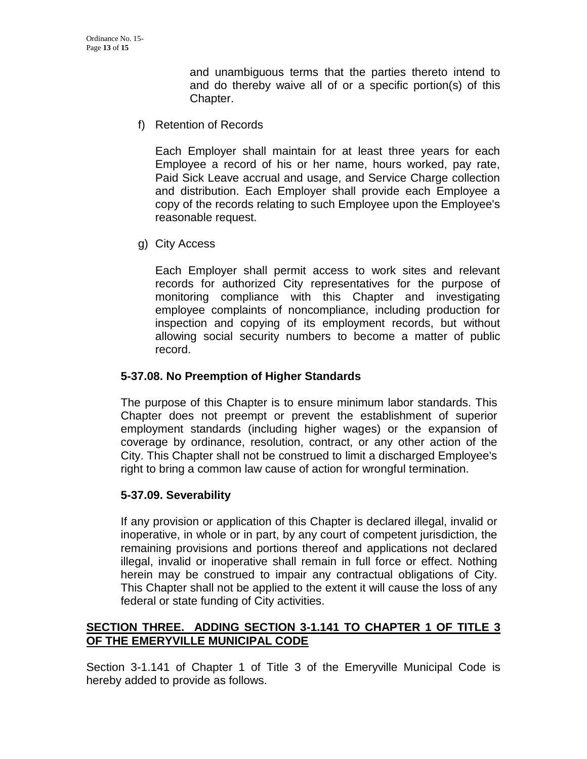and unambiguous terms that the parties thereto intend to and do thereby waive all of or a specific portion(s) of this Chapter.

f) Retention of Records

Each Employer shall maintain for at least three years for each Employee a record of his or her name, hours worked, pay rate, Paid Sick Leave accrual and usage, and Service Charge collection and distribution. Each Employer shall provide each Employee a copy of the records relating to such Employee upon the Employee's reasonable request.

g) City Access

Each Employer shall permit access to work sites and relevant records for authorized City representatives for the purpose of monitoring compliance with this Chapter and investigating employee complaints of noncompliance, including production for inspection and copying of its employment records, but without allowing social security numbers to become a matter of public record.

**5-37.08. No Preemption of Higher Standards**

The purpose of this Chapter is to ensure minimum labor standards. This Chapter does not preempt or prevent the establishment of superior employment standards (including higher wages) or the expansion of coverage by ordinance, resolution, contract, or any other action of the City. This Chapter shall not be construed to limit a discharged Employee's right to bring a common law cause of action for wrongful termination.

**5-37.09. Severability**

If any provision or application of this Chapter is declared illegal, invalid or inoperative, in whole or in part, by any court of competent jurisdiction, the remaining provisions and portions thereof and applications not declared illegal, invalid or inoperative shall remain in full force or effect. Nothing herein may be construed to impair any contractual obligations of City. This Chapter shall not be applied to the extent it will cause the loss of any federal or state funding of City activities.

**SECTION THREE. ADDING SECTION 3-1.141 TO CHAPTER 1 OF TITLE 3 OF THE EMERYVILLE MUNICIPAL CODE**

Section 3-1.141 of Chapter 1 of Title 3 of the Emeryville Municipal Code is hereby added to provide as follows.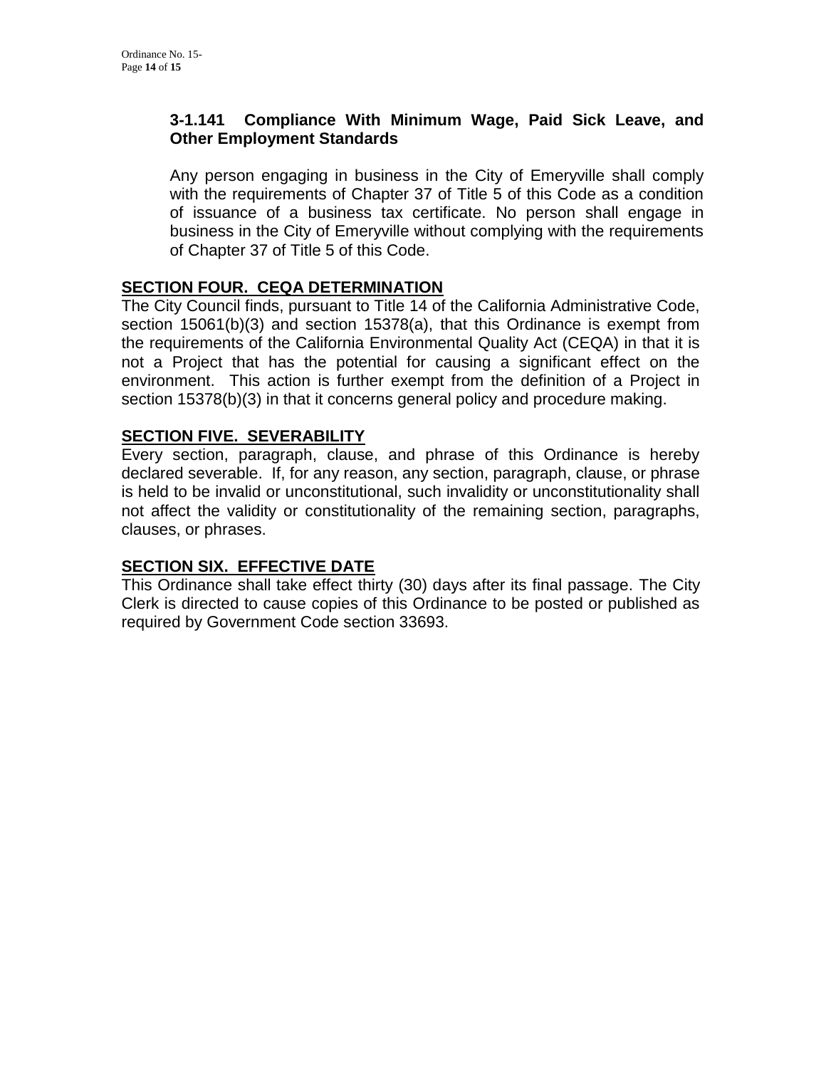### 3-1.141 Compliance With Minimum Wage, Paid Sick Leave, and Other Employment Standards

Any person engaging in business in the City of Emeryville shall comply with the requirements of Chapter 37 of Title 5 of this Code as a condition of issuance of a business tax certificate. No person shall engage in business in the City of Emeryville without complying with the requirements of Chapter 37 of Title 5 of this Code.

## SECTION FOUR. CEQA DETERMINATION

The City Council finds, pursuant to Title 14 of the California Administrative Code, section 15061(b)(3) and section 15378(a), that this Ordinance is exempt from the requirements of the California Environmental Quality Act (CEQA) in that it is not a Project that has the potential for causing a significant effect on the environment. This action is further exempt from the definition of a Project in section 15378(b)(3) in that it concerns general policy and procedure making.

## SECTION FIVE. SEVERABILITY

Every section, paragraph, clause, and phrase of this Ordinance is hereby declared severable. If, for any reason, any section, paragraph, clause, or phrase is held to be invalid or unconstitutional, such invalidity or unconstitutionality shall not affect the validity or constitutionality of the remaining section, paragraphs, clauses, or phrases.

## SECTION SIX. EFFECTIVE DATE

This Ordinance shall take effect thirty (30) days after its final passage. The City Clerk is directed to cause copies of this Ordinance to be posted or published as required by Government Code section 33693.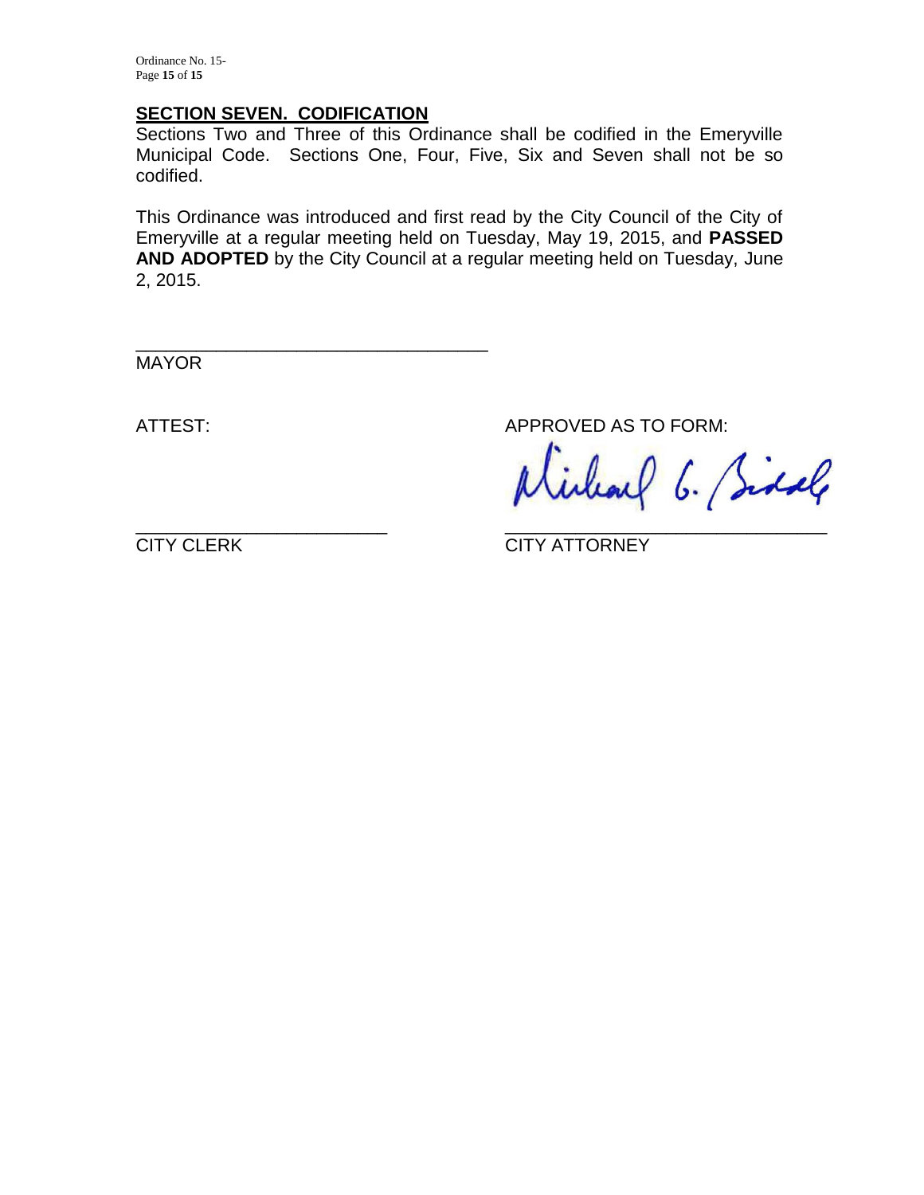## SECTION SEVEN. CODIFICATION

Sections Two and Three of this Ordinance shall be codified in the Emeryville Municipal Code. Sections One, Four, Five, Six and Seven shall not be so codified.

This Ordinance was introduced and first read by the City Council of the City of Emeryville at a regular meeting held on Tuesday, May 19, 2015, and **PASSED AND ADOPTED** by the City Council at a regular meeting held on Tuesday, June 2, 2015.

___________________________________
MAYOR

ATTEST:

_________________________
CITY CLERK

APPROVED AS TO FORM:

Michael G. Biddle

_________________________________
CITY ATTORNEY